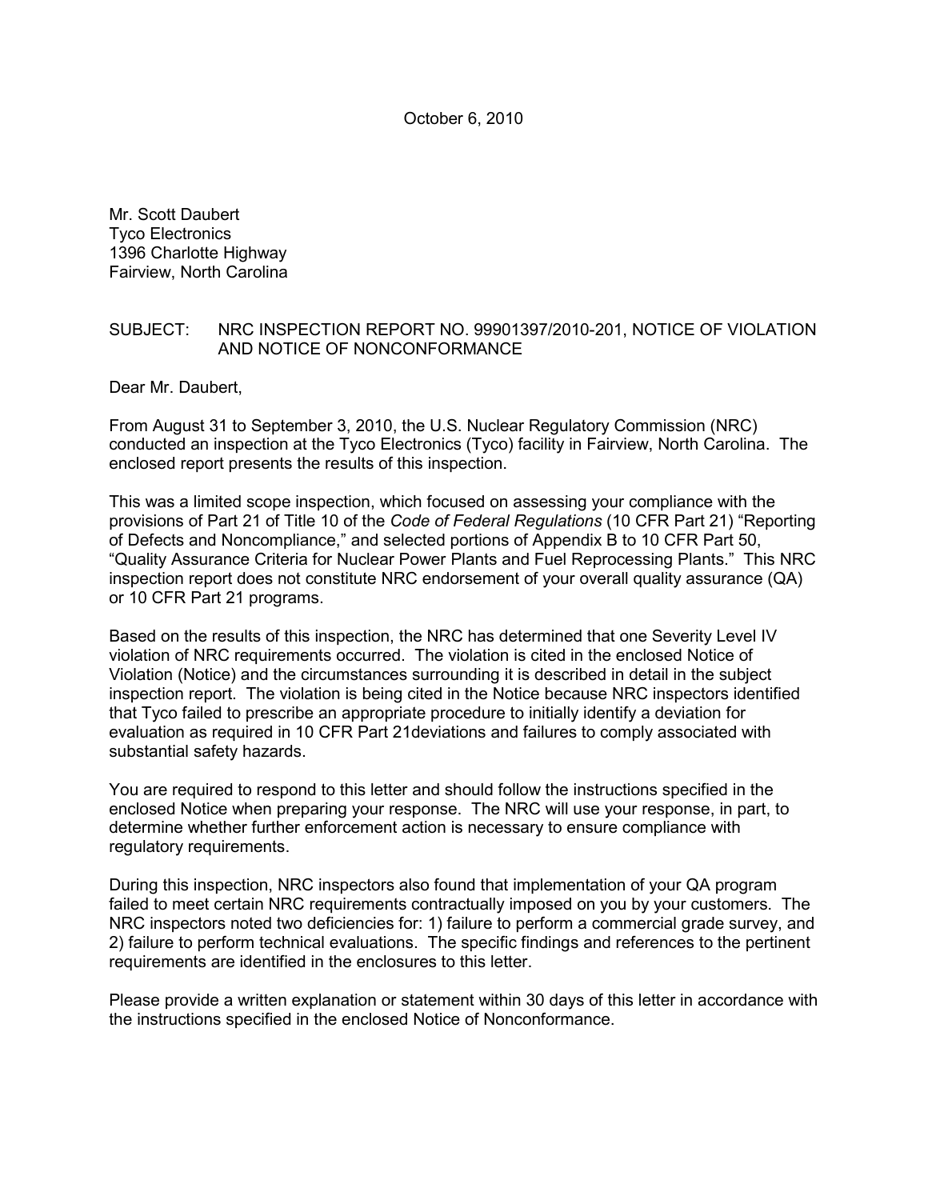October 6, 2010

Mr. Scott Daubert
Tyco Electronics
1396 Charlotte Highway
Fairview, North Carolina

SUBJECT: NRC INSPECTION REPORT NO. 99901397/2010-201, NOTICE OF VIOLATION AND NOTICE OF NONCONFORMANCE

Dear Mr. Daubert,

From August 31 to September 3, 2010, the U.S. Nuclear Regulatory Commission (NRC) conducted an inspection at the Tyco Electronics (Tyco) facility in Fairview, North Carolina. The enclosed report presents the results of this inspection.

This was a limited scope inspection, which focused on assessing your compliance with the provisions of Part 21 of Title 10 of the *Code of Federal Regulations* (10 CFR Part 21) "Reporting of Defects and Noncompliance," and selected portions of Appendix B to 10 CFR Part 50, "Quality Assurance Criteria for Nuclear Power Plants and Fuel Reprocessing Plants." This NRC inspection report does not constitute NRC endorsement of your overall quality assurance (QA) or 10 CFR Part 21 programs.

Based on the results of this inspection, the NRC has determined that one Severity Level IV violation of NRC requirements occurred. The violation is cited in the enclosed Notice of Violation (Notice) and the circumstances surrounding it is described in detail in the subject inspection report. The violation is being cited in the Notice because NRC inspectors identified that Tyco failed to prescribe an appropriate procedure to initially identify a deviation for evaluation as required in 10 CFR Part 21deviations and failures to comply associated with substantial safety hazards.

You are required to respond to this letter and should follow the instructions specified in the enclosed Notice when preparing your response. The NRC will use your response, in part, to determine whether further enforcement action is necessary to ensure compliance with regulatory requirements.

During this inspection, NRC inspectors also found that implementation of your QA program failed to meet certain NRC requirements contractually imposed on you by your customers. The NRC inspectors noted two deficiencies for: 1) failure to perform a commercial grade survey, and 2) failure to perform technical evaluations. The specific findings and references to the pertinent requirements are identified in the enclosures to this letter.

Please provide a written explanation or statement within 30 days of this letter in accordance with the instructions specified in the enclosed Notice of Nonconformance.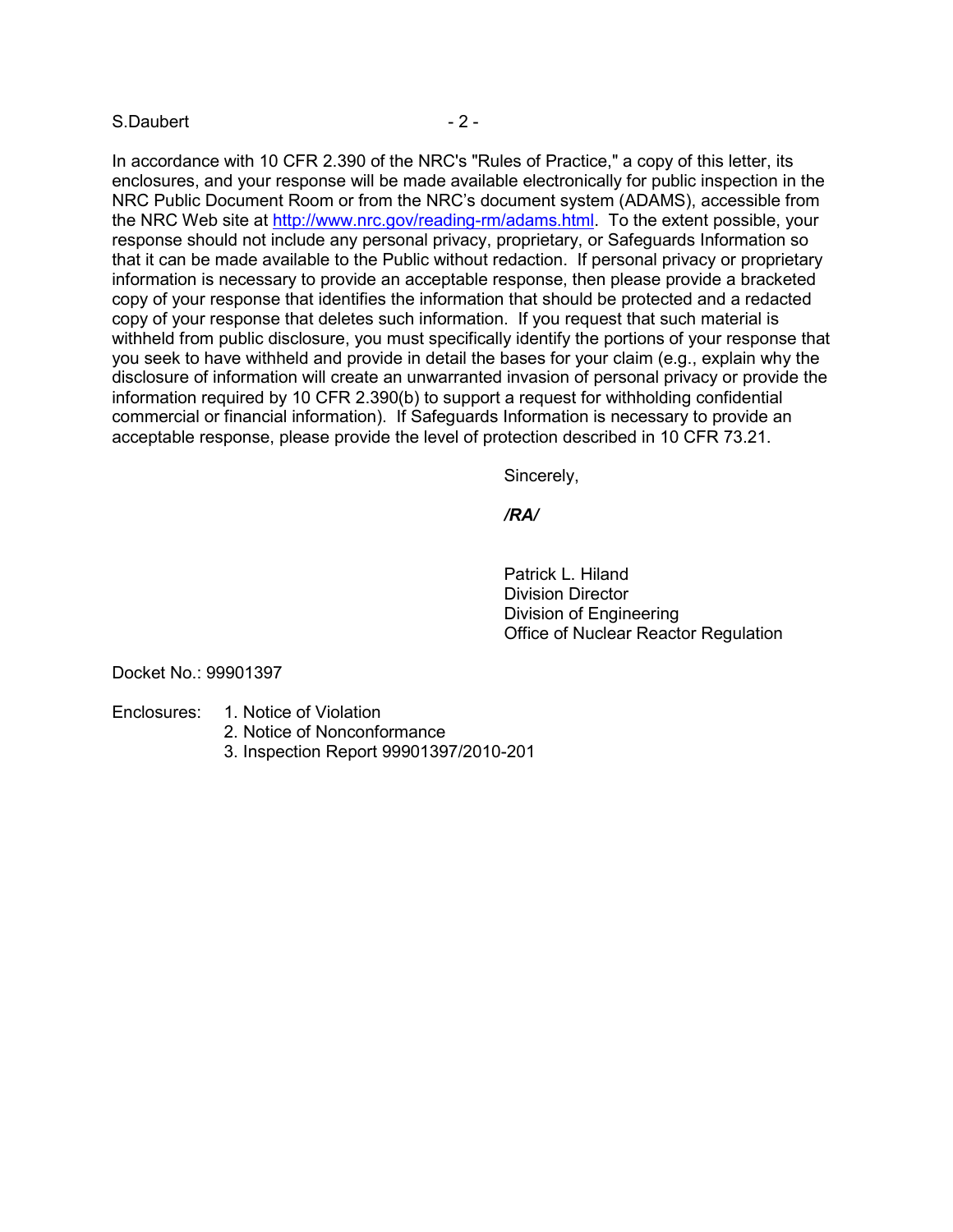In accordance with 10 CFR 2.390 of the NRC's "Rules of Practice," a copy of this letter, its enclosures, and your response will be made available electronically for public inspection in the NRC Public Document Room or from the NRC's document system (ADAMS), accessible from the NRC Web site at http://www.nrc.gov/reading-rm/adams.html. To the extent possible, your response should not include any personal privacy, proprietary, or Safeguards Information so that it can be made available to the Public without redaction. If personal privacy or proprietary information is necessary to provide an acceptable response, then please provide a bracketed copy of your response that identifies the information that should be protected and a redacted copy of your response that deletes such information. If you request that such material is withheld from public disclosure, you must specifically identify the portions of your response that you seek to have withheld and provide in detail the bases for your claim (e.g., explain why the disclosure of information will create an unwarranted invasion of personal privacy or provide the information required by 10 CFR 2.390(b) to support a request for withholding confidential commercial or financial information). If Safeguards Information is necessary to provide an acceptable response, please provide the level of protection described in 10 CFR 73.21.

Sincerely,

***/RA/***

Patrick L. Hiland
Division Director
Division of Engineering
Office of Nuclear Reactor Regulation

Docket No.: 99901397

Enclosures:
1. Notice of Violation
2. Notice of Nonconformance
3. Inspection Report 99901397/2010-201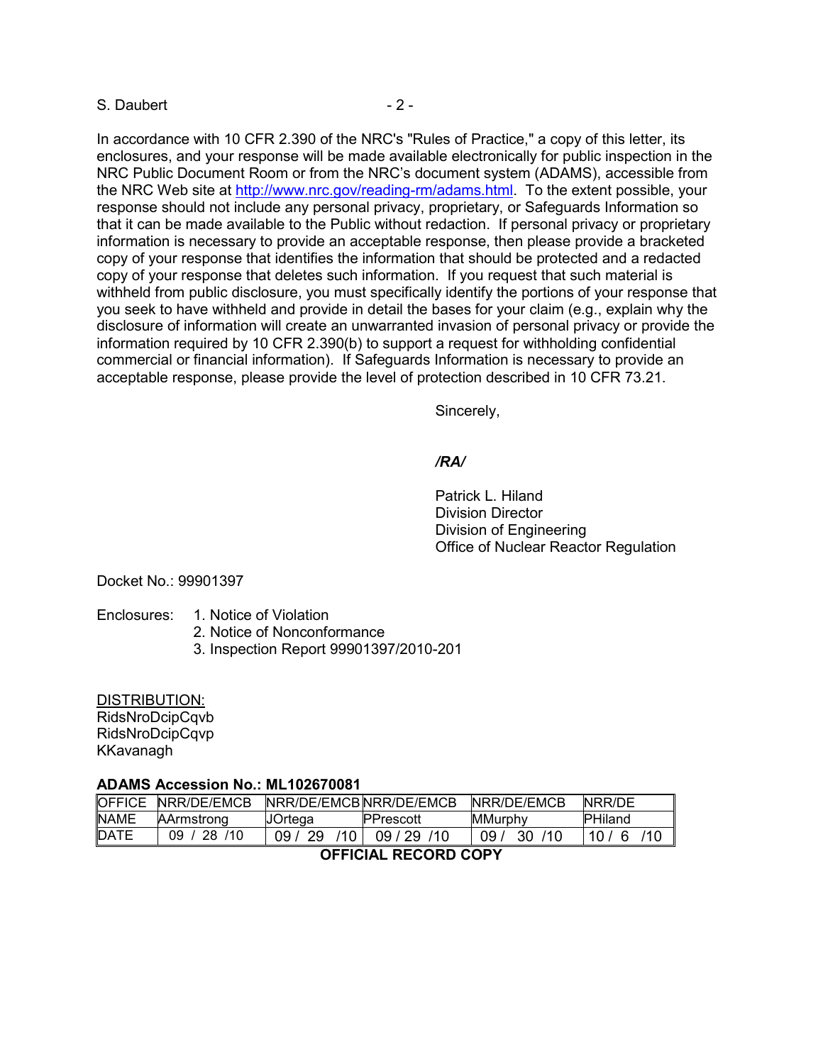In accordance with 10 CFR 2.390 of the NRC's "Rules of Practice," a copy of this letter, its enclosures, and your response will be made available electronically for public inspection in the NRC Public Document Room or from the NRC's document system (ADAMS), accessible from the NRC Web site at http://www.nrc.gov/reading-rm/adams.html. To the extent possible, your response should not include any personal privacy, proprietary, or Safeguards Information so that it can be made available to the Public without redaction. If personal privacy or proprietary information is necessary to provide an acceptable response, then please provide a bracketed copy of your response that identifies the information that should be protected and a redacted copy of your response that deletes such information. If you request that such material is withheld from public disclosure, you must specifically identify the portions of your response that you seek to have withheld and provide in detail the bases for your claim (e.g., explain why the disclosure of information will create an unwarranted invasion of personal privacy or provide the information required by 10 CFR 2.390(b) to support a request for withholding confidential commercial or financial information). If Safeguards Information is necessary to provide an acceptable response, please provide the level of protection described in 10 CFR 73.21.

Sincerely,

*/RA/*

Patrick L. Hiland
Division Director
Division of Engineering
Office of Nuclear Reactor Regulation

Docket No.: 99901397

Enclosures:
1. Notice of Violation
2. Notice of Nonconformance
3. Inspection Report 99901397/2010-201

DISTRIBUTION:
RidsNroDcipCqvb
RidsNroDcipCqvp
KKavanagh

**ADAMS Accession No.: ML102670081**

| OFFICE | NRR/DE/EMCB | NRR/DE/EMCB | NRR/DE/EMCB | NRR/DE/EMCB | NRR/DE |
|---|---|---|---|---|---|
| NAME | AArmstrong | JOrtega | PPrescott | MMurphy | PHiland |
| DATE | 09 / 28 /10 | 09 / 29 /10 | 09 / 29 /10 | 09 / 30 /10 | 10 / 6 /10 |

**OFFICIAL RECORD COPY**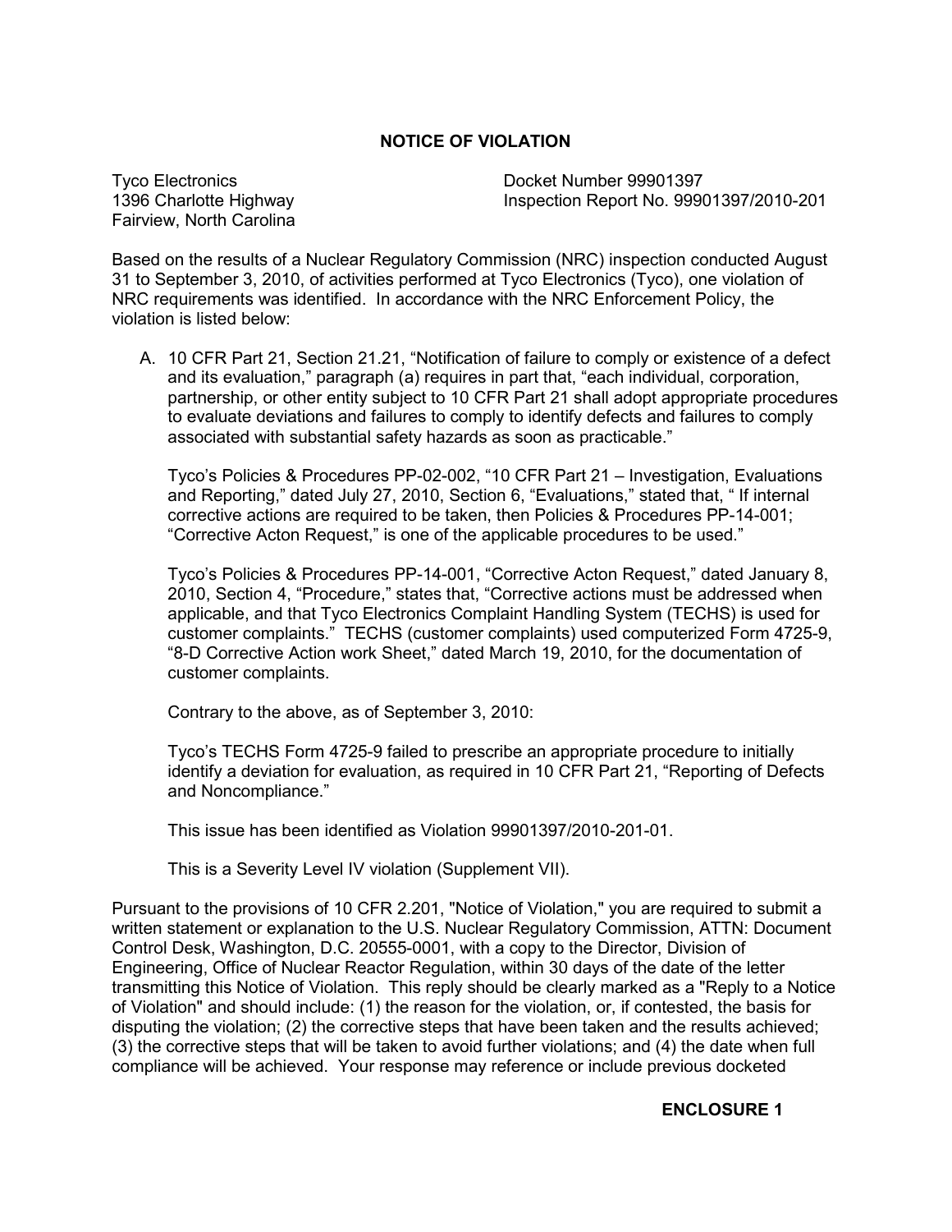# NOTICE OF VIOLATION

Tyco Electronics
1396 Charlotte Highway
Fairview, North Carolina

Docket Number 99901397
Inspection Report No. 99901397/2010-201

Based on the results of a Nuclear Regulatory Commission (NRC) inspection conducted August 31 to September 3, 2010, of activities performed at Tyco Electronics (Tyco), one violation of NRC requirements was identified. In accordance with the NRC Enforcement Policy, the violation is listed below:

A. 10 CFR Part 21, Section 21.21, "Notification of failure to comply or existence of a defect and its evaluation," paragraph (a) requires in part that, "each individual, corporation, partnership, or other entity subject to 10 CFR Part 21 shall adopt appropriate procedures to evaluate deviations and failures to comply to identify defects and failures to comply associated with substantial safety hazards as soon as practicable."

   Tyco's Policies & Procedures PP-02-002, "10 CFR Part 21 – Investigation, Evaluations and Reporting," dated July 27, 2010, Section 6, "Evaluations," stated that, " If internal corrective actions are required to be taken, then Policies & Procedures PP-14-001; "Corrective Acton Request," is one of the applicable procedures to be used."

   Tyco's Policies & Procedures PP-14-001, "Corrective Acton Request," dated January 8, 2010, Section 4, "Procedure," states that, "Corrective actions must be addressed when applicable, and that Tyco Electronics Complaint Handling System (TECHS) is used for customer complaints." TECHS (customer complaints) used computerized Form 4725-9, "8-D Corrective Action work Sheet," dated March 19, 2010, for the documentation of customer complaints.

   Contrary to the above, as of September 3, 2010:

   Tyco's TECHS Form 4725-9 failed to prescribe an appropriate procedure to initially identify a deviation for evaluation, as required in 10 CFR Part 21, "Reporting of Defects and Noncompliance."

   This issue has been identified as Violation 99901397/2010-201-01.

   This is a Severity Level IV violation (Supplement VII).

Pursuant to the provisions of 10 CFR 2.201, "Notice of Violation," you are required to submit a written statement or explanation to the U.S. Nuclear Regulatory Commission, ATTN: Document Control Desk, Washington, D.C. 20555-0001, with a copy to the Director, Division of Engineering, Office of Nuclear Reactor Regulation, within 30 days of the date of the letter transmitting this Notice of Violation. This reply should be clearly marked as a "Reply to a Notice of Violation" and should include: (1) the reason for the violation, or, if contested, the basis for disputing the violation; (2) the corrective steps that have been taken and the results achieved; (3) the corrective steps that will be taken to avoid further violations; and (4) the date when full compliance will be achieved. Your response may reference or include previous docketed

**ENCLOSURE 1**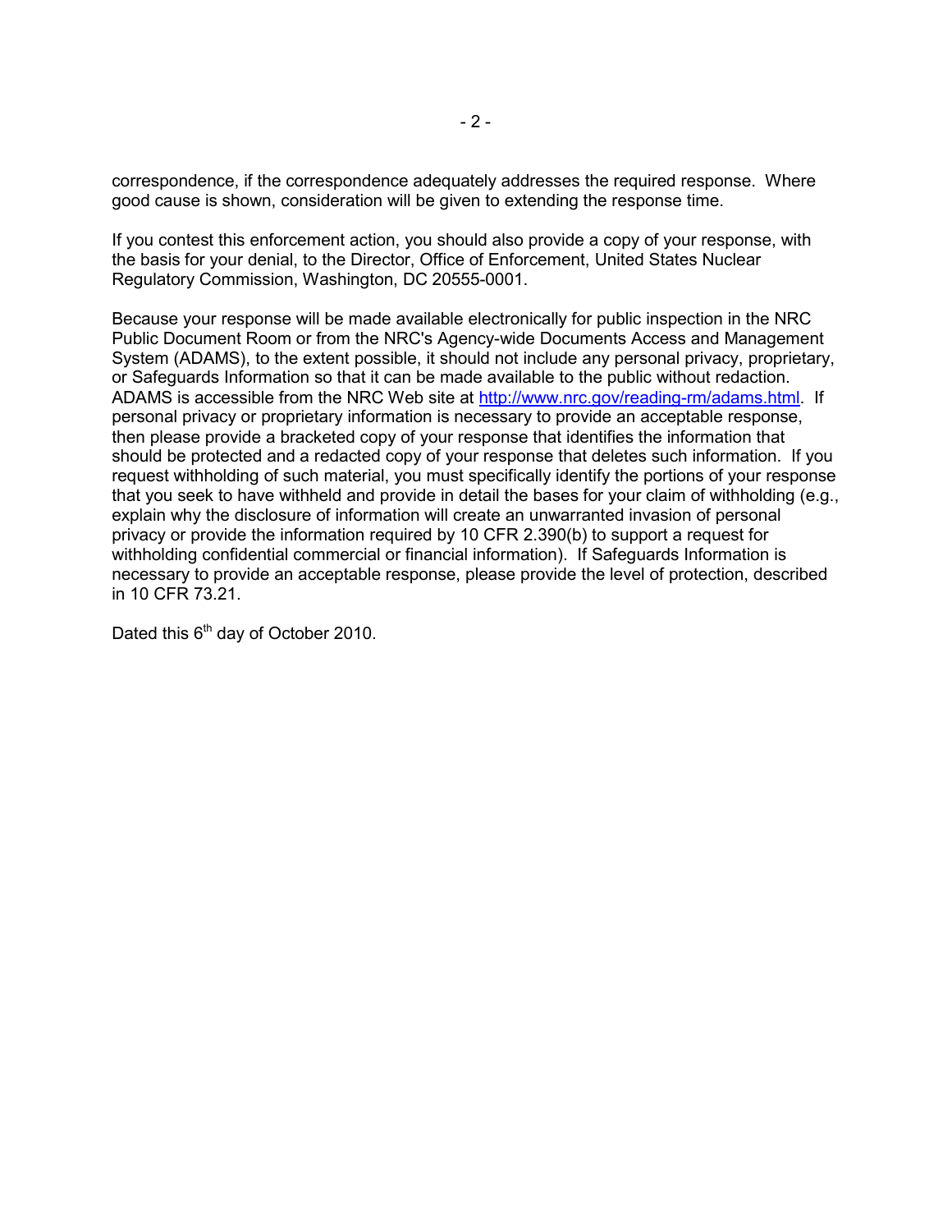correspondence, if the correspondence adequately addresses the required response. Where good cause is shown, consideration will be given to extending the response time.

If you contest this enforcement action, you should also provide a copy of your response, with the basis for your denial, to the Director, Office of Enforcement, United States Nuclear Regulatory Commission, Washington, DC 20555-0001.

Because your response will be made available electronically for public inspection in the NRC Public Document Room or from the NRC's Agency-wide Documents Access and Management System (ADAMS), to the extent possible, it should not include any personal privacy, proprietary, or Safeguards Information so that it can be made available to the public without redaction. ADAMS is accessible from the NRC Web site at http://www.nrc.gov/reading-rm/adams.html. If personal privacy or proprietary information is necessary to provide an acceptable response, then please provide a bracketed copy of your response that identifies the information that should be protected and a redacted copy of your response that deletes such information. If you request withholding of such material, you must specifically identify the portions of your response that you seek to have withheld and provide in detail the bases for your claim of withholding (e.g., explain why the disclosure of information will create an unwarranted invasion of personal privacy or provide the information required by 10 CFR 2.390(b) to support a request for withholding confidential commercial or financial information). If Safeguards Information is necessary to provide an acceptable response, please provide the level of protection, described in 10 CFR 73.21.

Dated this 6th day of October 2010.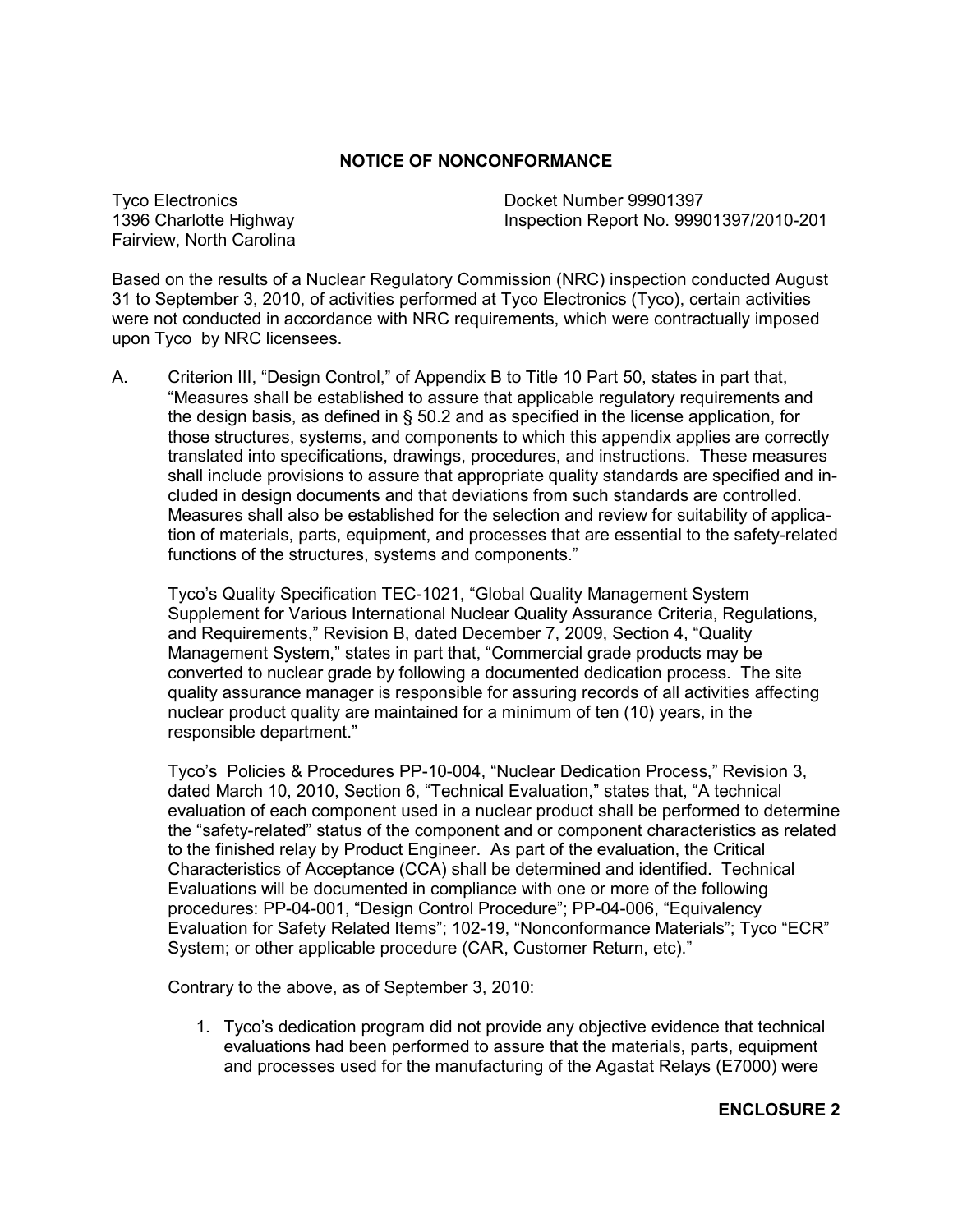## NOTICE OF NONCONFORMANCE

Tyco Electronics
1396 Charlotte Highway
Fairview, North Carolina

Docket Number 99901397
Inspection Report No. 99901397/2010-201

Based on the results of a Nuclear Regulatory Commission (NRC) inspection conducted August 31 to September 3, 2010, of activities performed at Tyco Electronics (Tyco), certain activities were not conducted in accordance with NRC requirements, which were contractually imposed upon Tyco by NRC licensees.

A. Criterion III, "Design Control," of Appendix B to Title 10 Part 50, states in part that, "Measures shall be established to assure that applicable regulatory requirements and the design basis, as defined in § 50.2 and as specified in the license application, for those structures, systems, and components to which this appendix applies are correctly translated into specifications, drawings, procedures, and instructions. These measures shall include provisions to assure that appropriate quality standards are specified and included in design documents and that deviations from such standards are controlled. Measures shall also be established for the selection and review for suitability of application of materials, parts, equipment, and processes that are essential to the safety-related functions of the structures, systems and components."

   Tyco's Quality Specification TEC-1021, "Global Quality Management System Supplement for Various International Nuclear Quality Assurance Criteria, Regulations, and Requirements," Revision B, dated December 7, 2009, Section 4, "Quality Management System," states in part that, "Commercial grade products may be converted to nuclear grade by following a documented dedication process. The site quality assurance manager is responsible for assuring records of all activities affecting nuclear product quality are maintained for a minimum of ten (10) years, in the responsible department."

   Tyco's Policies & Procedures PP-10-004, "Nuclear Dedication Process," Revision 3, dated March 10, 2010, Section 6, "Technical Evaluation," states that, "A technical evaluation of each component used in a nuclear product shall be performed to determine the "safety-related" status of the component and or component characteristics as related to the finished relay by Product Engineer. As part of the evaluation, the Critical Characteristics of Acceptance (CCA) shall be determined and identified. Technical Evaluations will be documented in compliance with one or more of the following procedures: PP-04-001, "Design Control Procedure"; PP-04-006, "Equivalency Evaluation for Safety Related Items"; 102-19, "Nonconformance Materials"; Tyco "ECR" System; or other applicable procedure (CAR, Customer Return, etc)."

   Contrary to the above, as of September 3, 2010:

   1. Tyco's dedication program did not provide any objective evidence that technical evaluations had been performed to assure that the materials, parts, equipment and processes used for the manufacturing of the Agastat Relays (E7000) were

**ENCLOSURE 2**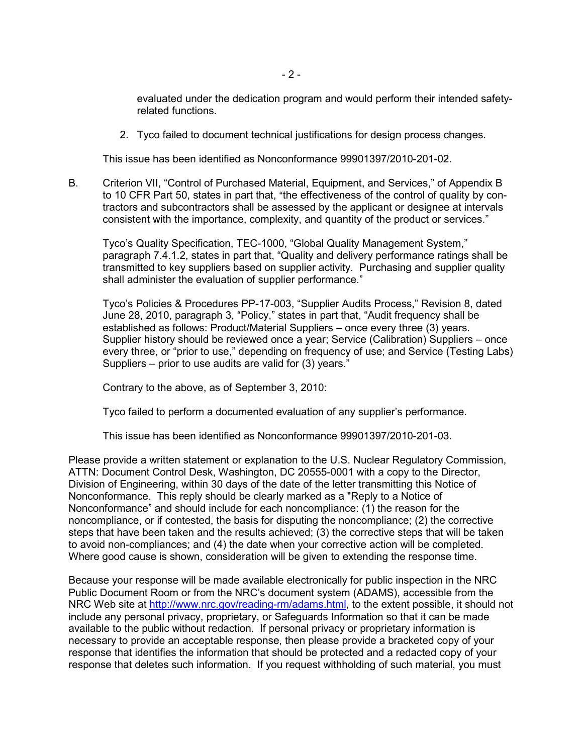evaluated under the dedication program and would perform their intended safety-related functions.

2. Tyco failed to document technical justifications for design process changes.

This issue has been identified as Nonconformance 99901397/2010-201-02.

B. Criterion VII, "Control of Purchased Material, Equipment, and Services," of Appendix B to 10 CFR Part 50, states in part that, "the effectiveness of the control of quality by contractors and subcontractors shall be assessed by the applicant or designee at intervals consistent with the importance, complexity, and quantity of the product or services."

Tyco's Quality Specification, TEC-1000, "Global Quality Management System," paragraph 7.4.1.2, states in part that, "Quality and delivery performance ratings shall be transmitted to key suppliers based on supplier activity. Purchasing and supplier quality shall administer the evaluation of supplier performance."

Tyco's Policies & Procedures PP-17-003, "Supplier Audits Process," Revision 8, dated June 28, 2010, paragraph 3, "Policy," states in part that, "Audit frequency shall be established as follows: Product/Material Suppliers – once every three (3) years. Supplier history should be reviewed once a year; Service (Calibration) Suppliers – once every three, or "prior to use," depending on frequency of use; and Service (Testing Labs) Suppliers – prior to use audits are valid for (3) years."

Contrary to the above, as of September 3, 2010:

Tyco failed to perform a documented evaluation of any supplier's performance.

This issue has been identified as Nonconformance 99901397/2010-201-03.

Please provide a written statement or explanation to the U.S. Nuclear Regulatory Commission, ATTN: Document Control Desk, Washington, DC 20555-0001 with a copy to the Director, Division of Engineering, within 30 days of the date of the letter transmitting this Notice of Nonconformance. This reply should be clearly marked as a "Reply to a Notice of Nonconformance" and should include for each noncompliance: (1) the reason for the noncompliance, or if contested, the basis for disputing the noncompliance; (2) the corrective steps that have been taken and the results achieved; (3) the corrective steps that will be taken to avoid non-compliances; and (4) the date when your corrective action will be completed. Where good cause is shown, consideration will be given to extending the response time.

Because your response will be made available electronically for public inspection in the NRC Public Document Room or from the NRC's document system (ADAMS), accessible from the NRC Web site at http://www.nrc.gov/reading-rm/adams.html, to the extent possible, it should not include any personal privacy, proprietary, or Safeguards Information so that it can be made available to the public without redaction. If personal privacy or proprietary information is necessary to provide an acceptable response, then please provide a bracketed copy of your response that identifies the information that should be protected and a redacted copy of your response that deletes such information. If you request withholding of such material, you must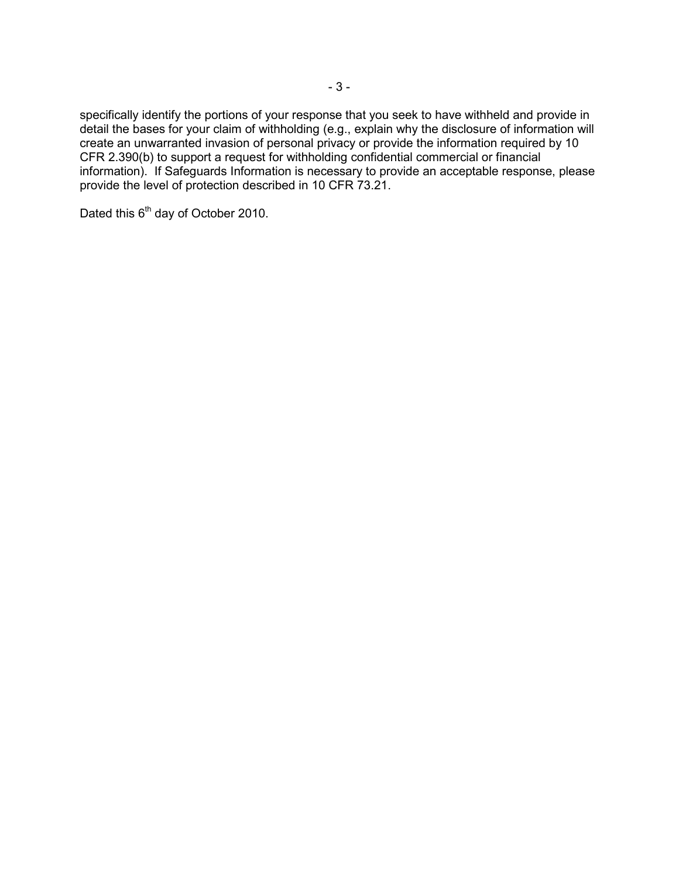specifically identify the portions of your response that you seek to have withheld and provide in detail the bases for your claim of withholding (e.g., explain why the disclosure of information will create an unwarranted invasion of personal privacy or provide the information required by 10 CFR 2.390(b) to support a request for withholding confidential commercial or financial information). If Safeguards Information is necessary to provide an acceptable response, please provide the level of protection described in 10 CFR 73.21.

Dated this 6th day of October 2010.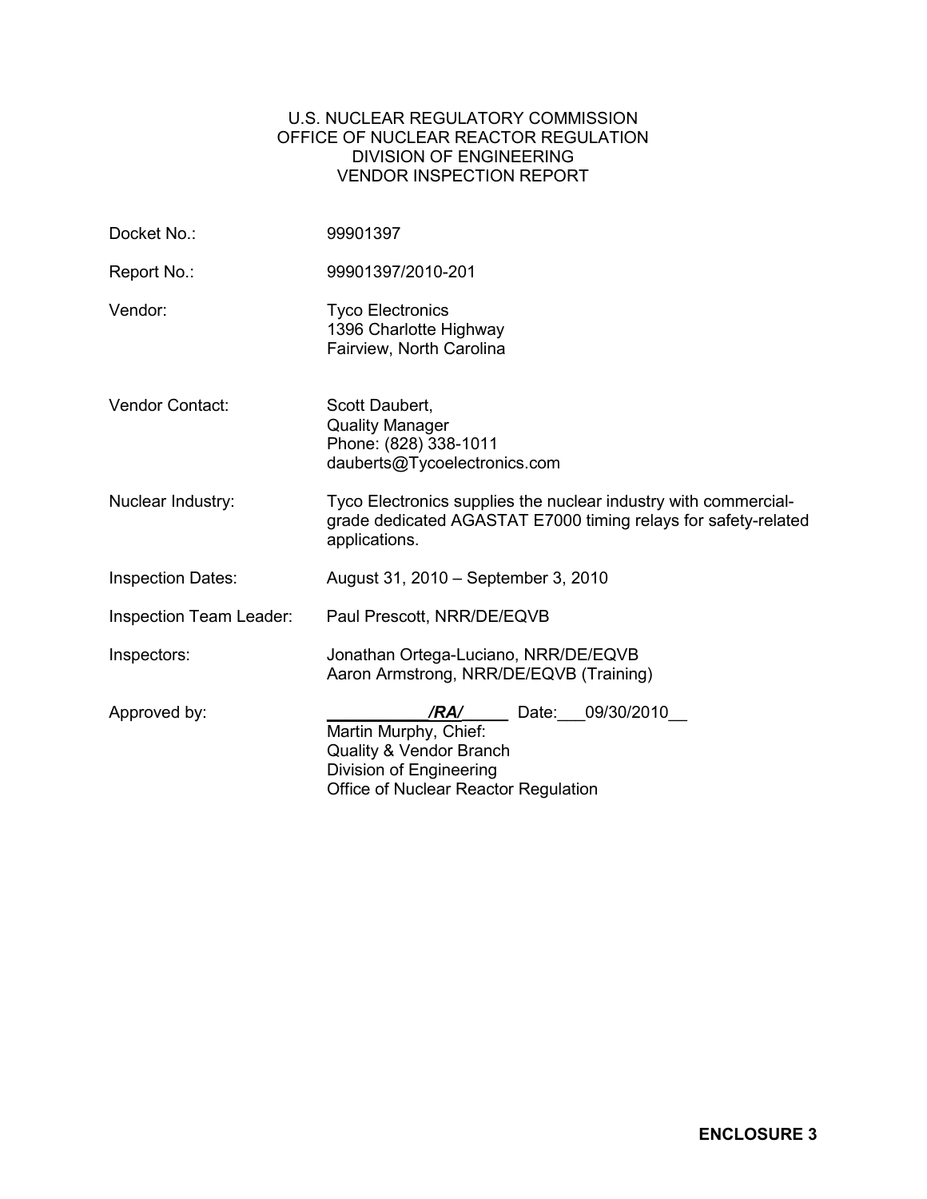U.S. NUCLEAR REGULATORY COMMISSION
OFFICE OF NUCLEAR REACTOR REGULATION
DIVISION OF ENGINEERING
VENDOR INSPECTION REPORT

| | |
|---|---|
| Docket No.: | 99901397 |
| Report No.: | 99901397/2010-201 |
| Vendor: | Tyco Electronics<br>1396 Charlotte Highway<br>Fairview, North Carolina |
| Vendor Contact: | Scott Daubert,<br>Quality Manager<br>Phone: (828) 338-1011<br>dauberts@Tycoelectronics.com |
| Nuclear Industry: | Tyco Electronics supplies the nuclear industry with commercial-grade dedicated AGASTAT E7000 timing relays for safety-related applications. |
| Inspection Dates: | August 31, 2010 – September 3, 2010 |
| Inspection Team Leader: | Paul Prescott, NRR/DE/EQVB |
| Inspectors: | Jonathan Ortega-Luciano, NRR/DE/EQVB<br>Aaron Armstrong, NRR/DE/EQVB (Training) |
| Approved by: | ___________*/RA/*_____ Date:___09/30/2010__<br>Martin Murphy, Chief:<br>Quality & Vendor Branch<br>Division of Engineering<br>Office of Nuclear Reactor Regulation |

**ENCLOSURE 3**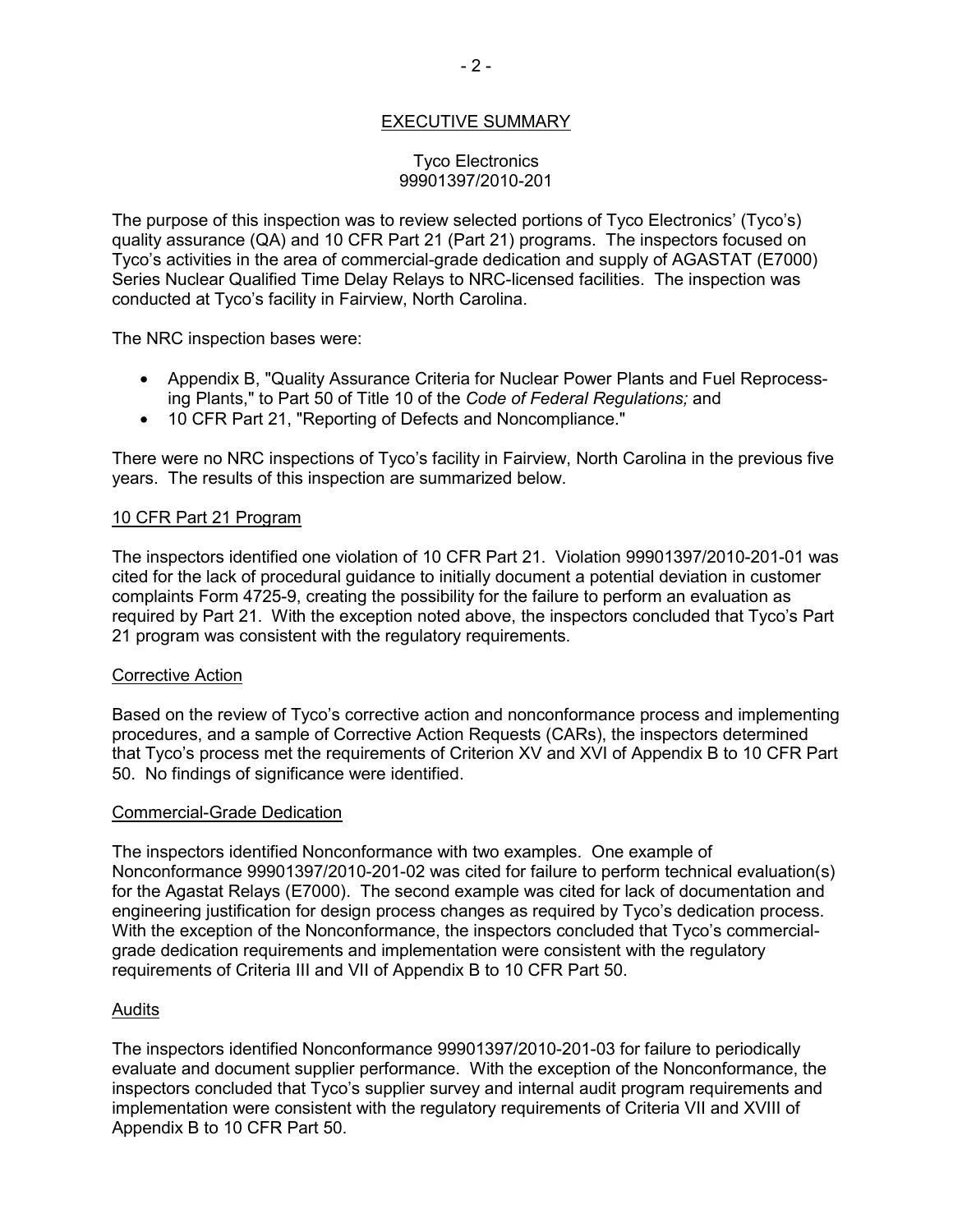## EXECUTIVE SUMMARY

Tyco Electronics
99901397/2010-201

The purpose of this inspection was to review selected portions of Tyco Electronics' (Tyco's) quality assurance (QA) and 10 CFR Part 21 (Part 21) programs. The inspectors focused on Tyco's activities in the area of commercial-grade dedication and supply of AGASTAT (E7000) Series Nuclear Qualified Time Delay Relays to NRC-licensed facilities. The inspection was conducted at Tyco's facility in Fairview, North Carolina.

The NRC inspection bases were:

- Appendix B, "Quality Assurance Criteria for Nuclear Power Plants and Fuel Reprocessing Plants," to Part 50 of Title 10 of the *Code of Federal Regulations;* and
- 10 CFR Part 21, "Reporting of Defects and Noncompliance."

There were no NRC inspections of Tyco's facility in Fairview, North Carolina in the previous five years. The results of this inspection are summarized below.

### 10 CFR Part 21 Program

The inspectors identified one violation of 10 CFR Part 21. Violation 99901397/2010-201-01 was cited for the lack of procedural guidance to initially document a potential deviation in customer complaints Form 4725-9, creating the possibility for the failure to perform an evaluation as required by Part 21. With the exception noted above, the inspectors concluded that Tyco's Part 21 program was consistent with the regulatory requirements.

### Corrective Action

Based on the review of Tyco's corrective action and nonconformance process and implementing procedures, and a sample of Corrective Action Requests (CARs), the inspectors determined that Tyco's process met the requirements of Criterion XV and XVI of Appendix B to 10 CFR Part 50. No findings of significance were identified.

### Commercial-Grade Dedication

The inspectors identified Nonconformance with two examples. One example of Nonconformance 99901397/2010-201-02 was cited for failure to perform technical evaluation(s) for the Agastat Relays (E7000). The second example was cited for lack of documentation and engineering justification for design process changes as required by Tyco's dedication process. With the exception of the Nonconformance, the inspectors concluded that Tyco's commercial-grade dedication requirements and implementation were consistent with the regulatory requirements of Criteria III and VII of Appendix B to 10 CFR Part 50.

### Audits

The inspectors identified Nonconformance 99901397/2010-201-03 for failure to periodically evaluate and document supplier performance. With the exception of the Nonconformance, the inspectors concluded that Tyco's supplier survey and internal audit program requirements and implementation were consistent with the regulatory requirements of Criteria VII and XVIII of Appendix B to 10 CFR Part 50.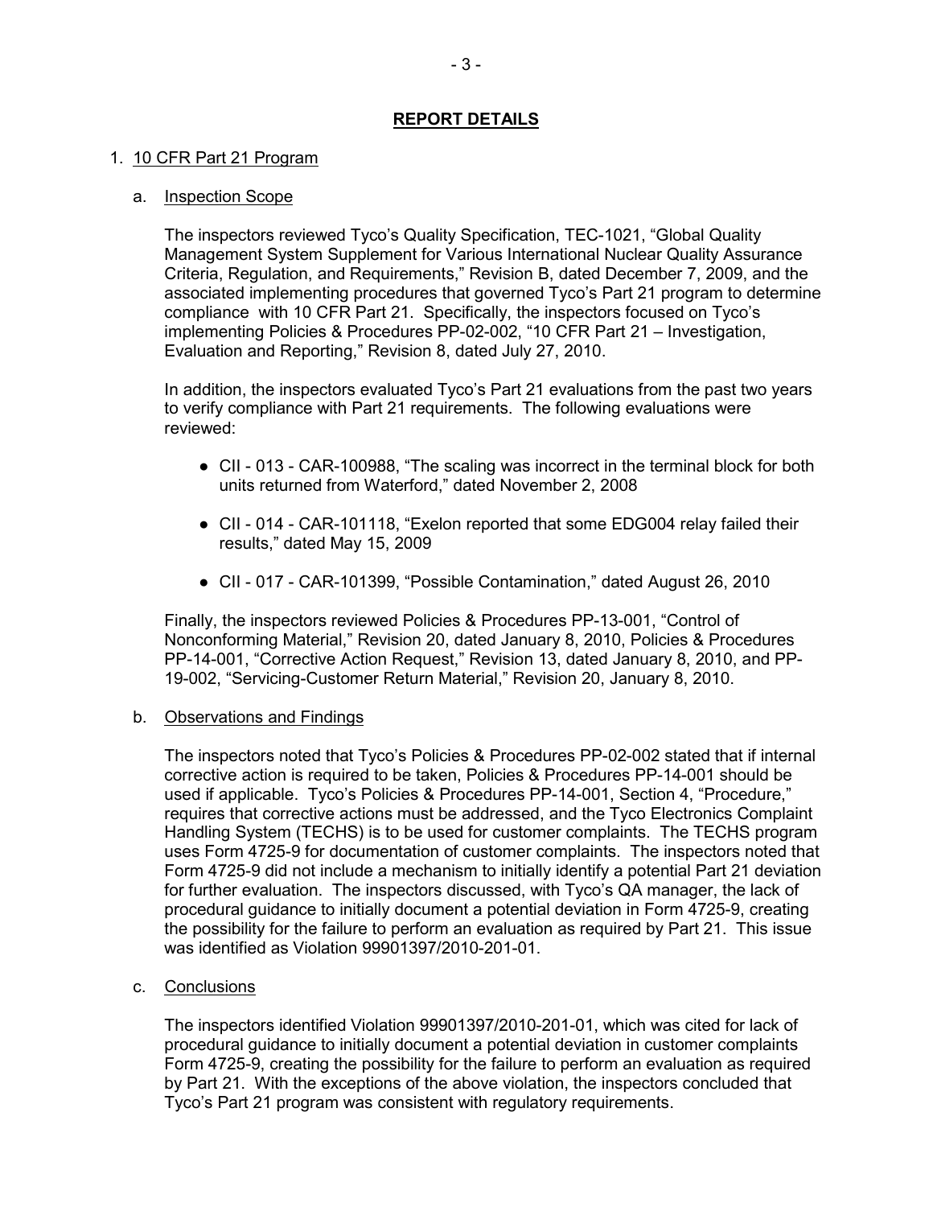## REPORT DETAILS

1. 10 CFR Part 21 Program

   a. Inspection Scope

   The inspectors reviewed Tyco's Quality Specification, TEC-1021, "Global Quality Management System Supplement for Various International Nuclear Quality Assurance Criteria, Regulation, and Requirements," Revision B, dated December 7, 2009, and the associated implementing procedures that governed Tyco's Part 21 program to determine compliance with 10 CFR Part 21. Specifically, the inspectors focused on Tyco's implementing Policies & Procedures PP-02-002, "10 CFR Part 21 – Investigation, Evaluation and Reporting," Revision 8, dated July 27, 2010.

   In addition, the inspectors evaluated Tyco's Part 21 evaluations from the past two years to verify compliance with Part 21 requirements. The following evaluations were reviewed:

   - CII - 013 - CAR-100988, "The scaling was incorrect in the terminal block for both units returned from Waterford," dated November 2, 2008
   - CII - 014 - CAR-101118, "Exelon reported that some EDG004 relay failed their results," dated May 15, 2009
   - CII - 017 - CAR-101399, "Possible Contamination," dated August 26, 2010

   Finally, the inspectors reviewed Policies & Procedures PP-13-001, "Control of Nonconforming Material," Revision 20, dated January 8, 2010, Policies & Procedures PP-14-001, "Corrective Action Request," Revision 13, dated January 8, 2010, and PP-19-002, "Servicing-Customer Return Material," Revision 20, January 8, 2010.

   b. Observations and Findings

   The inspectors noted that Tyco's Policies & Procedures PP-02-002 stated that if internal corrective action is required to be taken, Policies & Procedures PP-14-001 should be used if applicable. Tyco's Policies & Procedures PP-14-001, Section 4, "Procedure," requires that corrective actions must be addressed, and the Tyco Electronics Complaint Handling System (TECHS) is to be used for customer complaints. The TECHS program uses Form 4725-9 for documentation of customer complaints. The inspectors noted that Form 4725-9 did not include a mechanism to initially identify a potential Part 21 deviation for further evaluation. The inspectors discussed, with Tyco's QA manager, the lack of procedural guidance to initially document a potential deviation in Form 4725-9, creating the possibility for the failure to perform an evaluation as required by Part 21. This issue was identified as Violation 99901397/2010-201-01.

   c. Conclusions

   The inspectors identified Violation 99901397/2010-201-01, which was cited for lack of procedural guidance to initially document a potential deviation in customer complaints Form 4725-9, creating the possibility for the failure to perform an evaluation as required by Part 21. With the exceptions of the above violation, the inspectors concluded that Tyco's Part 21 program was consistent with regulatory requirements.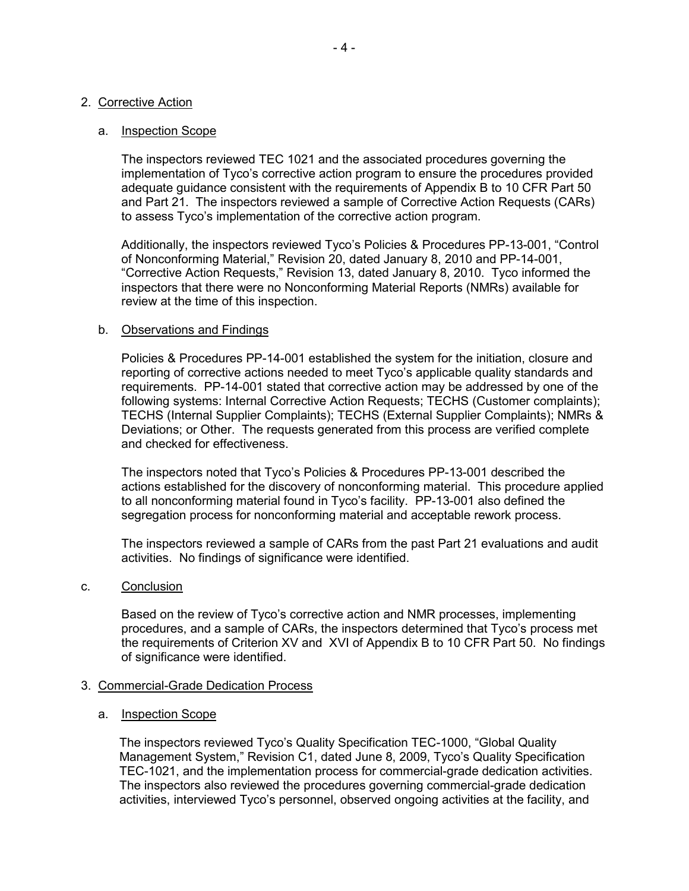2. Corrective Action

a. Inspection Scope

The inspectors reviewed TEC 1021 and the associated procedures governing the implementation of Tyco's corrective action program to ensure the procedures provided adequate guidance consistent with the requirements of Appendix B to 10 CFR Part 50 and Part 21. The inspectors reviewed a sample of Corrective Action Requests (CARs) to assess Tyco's implementation of the corrective action program.

Additionally, the inspectors reviewed Tyco's Policies & Procedures PP-13-001, "Control of Nonconforming Material," Revision 20, dated January 8, 2010 and PP-14-001, "Corrective Action Requests," Revision 13, dated January 8, 2010. Tyco informed the inspectors that there were no Nonconforming Material Reports (NMRs) available for review at the time of this inspection.

b. Observations and Findings

Policies & Procedures PP-14-001 established the system for the initiation, closure and reporting of corrective actions needed to meet Tyco's applicable quality standards and requirements. PP-14-001 stated that corrective action may be addressed by one of the following systems: Internal Corrective Action Requests; TECHS (Customer complaints); TECHS (Internal Supplier Complaints); TECHS (External Supplier Complaints); NMRs & Deviations; or Other. The requests generated from this process are verified complete and checked for effectiveness.

The inspectors noted that Tyco's Policies & Procedures PP-13-001 described the actions established for the discovery of nonconforming material. This procedure applied to all nonconforming material found in Tyco's facility. PP-13-001 also defined the segregation process for nonconforming material and acceptable rework process.

The inspectors reviewed a sample of CARs from the past Part 21 evaluations and audit activities. No findings of significance were identified.

c. Conclusion

Based on the review of Tyco's corrective action and NMR processes, implementing procedures, and a sample of CARs, the inspectors determined that Tyco's process met the requirements of Criterion XV and XVI of Appendix B to 10 CFR Part 50. No findings of significance were identified.

3. Commercial-Grade Dedication Process

a. Inspection Scope

The inspectors reviewed Tyco's Quality Specification TEC-1000, "Global Quality Management System," Revision C1, dated June 8, 2009, Tyco's Quality Specification TEC-1021, and the implementation process for commercial-grade dedication activities. The inspectors also reviewed the procedures governing commercial-grade dedication activities, interviewed Tyco's personnel, observed ongoing activities at the facility, and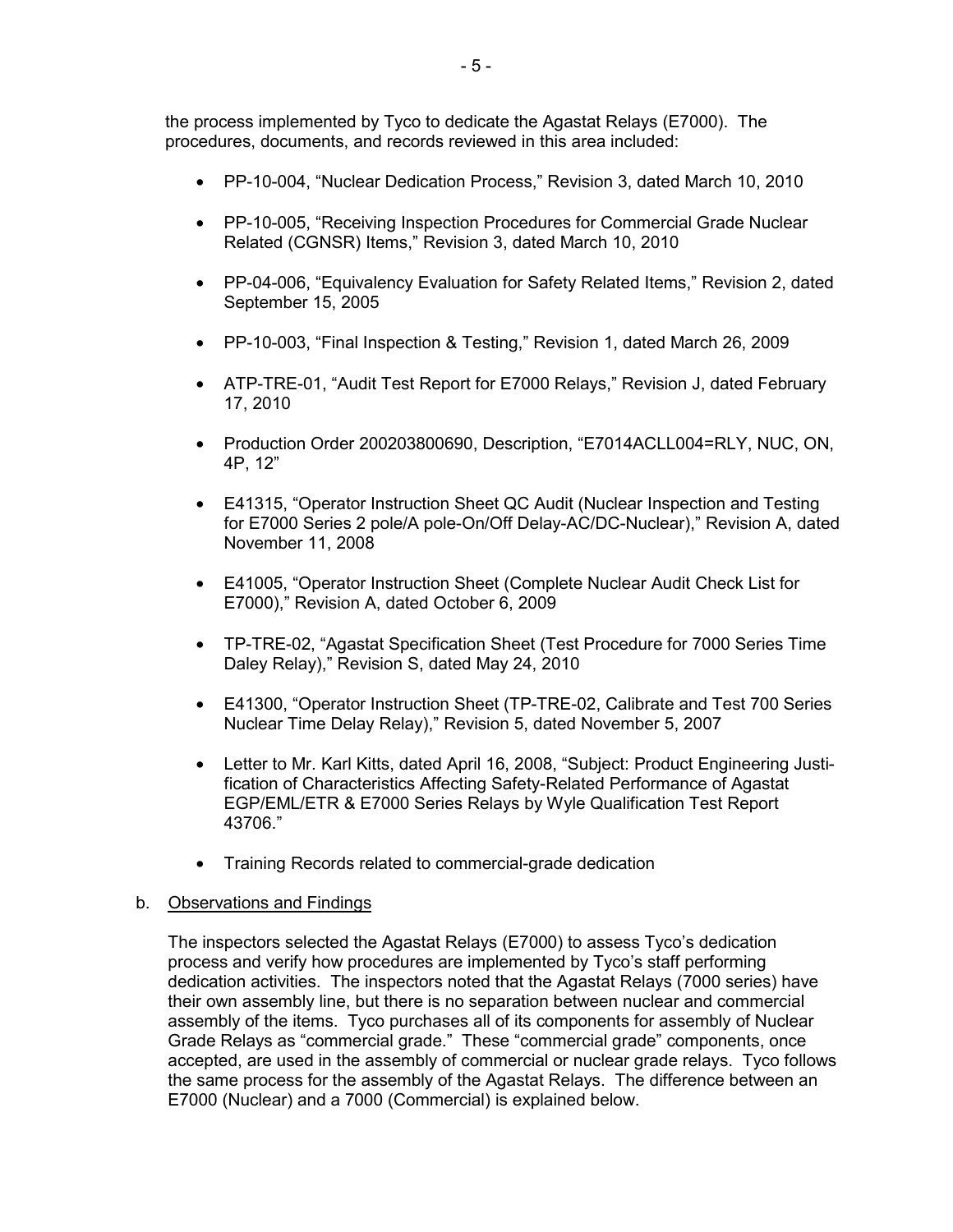the process implemented by Tyco to dedicate the Agastat Relays (E7000). The procedures, documents, and records reviewed in this area included:

- PP-10-004, "Nuclear Dedication Process," Revision 3, dated March 10, 2010
- PP-10-005, "Receiving Inspection Procedures for Commercial Grade Nuclear Related (CGNSR) Items," Revision 3, dated March 10, 2010
- PP-04-006, "Equivalency Evaluation for Safety Related Items," Revision 2, dated September 15, 2005
- PP-10-003, "Final Inspection & Testing," Revision 1, dated March 26, 2009
- ATP-TRE-01, "Audit Test Report for E7000 Relays," Revision J, dated February 17, 2010
- Production Order 200203800690, Description, "E7014ACLL004=RLY, NUC, ON, 4P, 12"
- E41315, "Operator Instruction Sheet QC Audit (Nuclear Inspection and Testing for E7000 Series 2 pole/A pole-On/Off Delay-AC/DC-Nuclear)," Revision A, dated November 11, 2008
- E41005, "Operator Instruction Sheet (Complete Nuclear Audit Check List for E7000)," Revision A, dated October 6, 2009
- TP-TRE-02, "Agastat Specification Sheet (Test Procedure for 7000 Series Time Daley Relay)," Revision S, dated May 24, 2010
- E41300, "Operator Instruction Sheet (TP-TRE-02, Calibrate and Test 700 Series Nuclear Time Delay Relay)," Revision 5, dated November 5, 2007
- Letter to Mr. Karl Kitts, dated April 16, 2008, "Subject: Product Engineering Justification of Characteristics Affecting Safety-Related Performance of Agastat EGP/EML/ETR & E7000 Series Relays by Wyle Qualification Test Report 43706."
- Training Records related to commercial-grade dedication

b. Observations and Findings

The inspectors selected the Agastat Relays (E7000) to assess Tyco's dedication process and verify how procedures are implemented by Tyco's staff performing dedication activities. The inspectors noted that the Agastat Relays (7000 series) have their own assembly line, but there is no separation between nuclear and commercial assembly of the items. Tyco purchases all of its components for assembly of Nuclear Grade Relays as "commercial grade." These "commercial grade" components, once accepted, are used in the assembly of commercial or nuclear grade relays. Tyco follows the same process for the assembly of the Agastat Relays. The difference between an E7000 (Nuclear) and a 7000 (Commercial) is explained below.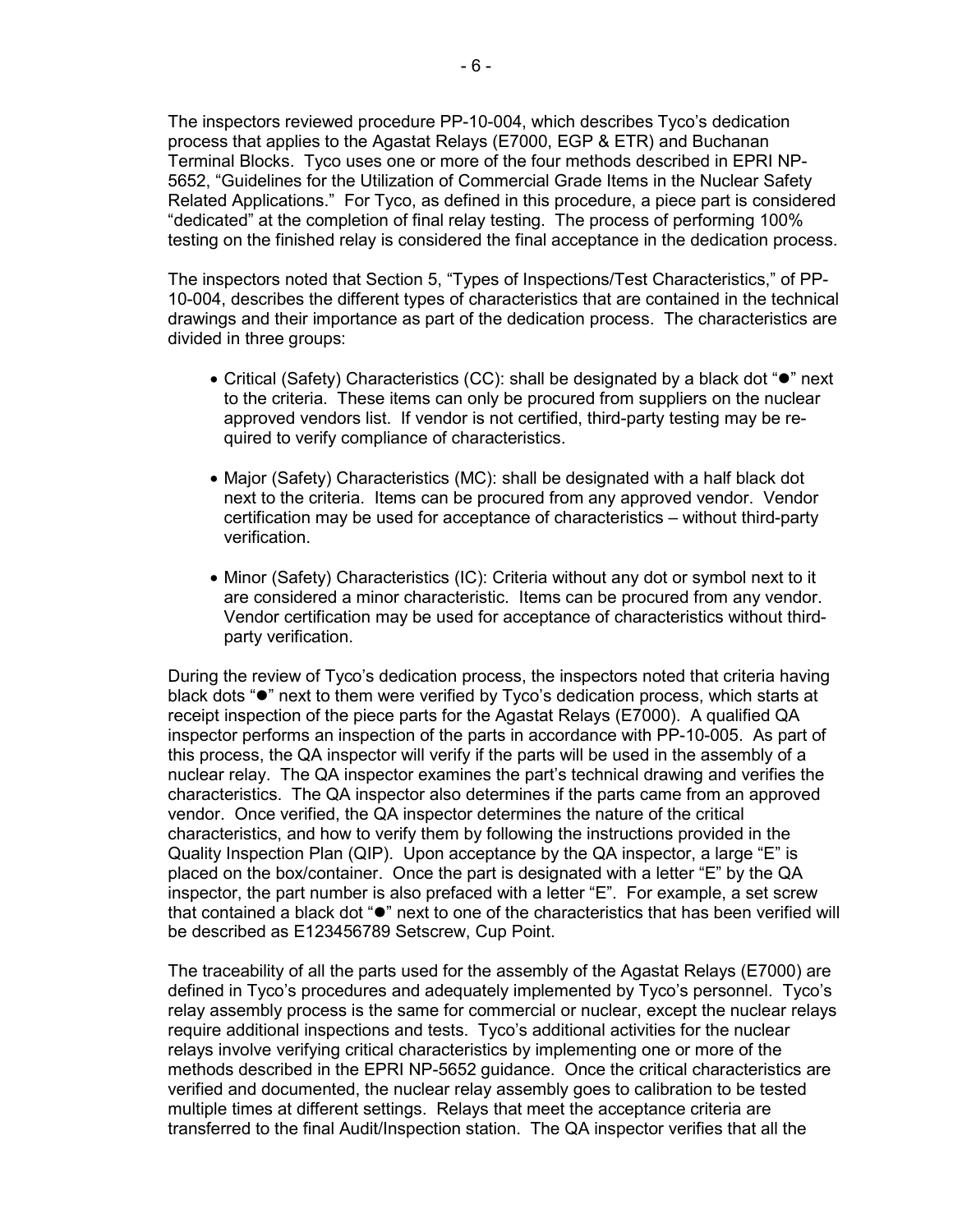The inspectors reviewed procedure PP-10-004, which describes Tyco's dedication process that applies to the Agastat Relays (E7000, EGP & ETR) and Buchanan Terminal Blocks. Tyco uses one or more of the four methods described in EPRI NP-5652, "Guidelines for the Utilization of Commercial Grade Items in the Nuclear Safety Related Applications." For Tyco, as defined in this procedure, a piece part is considered "dedicated" at the completion of final relay testing. The process of performing 100% testing on the finished relay is considered the final acceptance in the dedication process.

The inspectors noted that Section 5, "Types of Inspections/Test Characteristics," of PP-10-004, describes the different types of characteristics that are contained in the technical drawings and their importance as part of the dedication process. The characteristics are divided in three groups:

- Critical (Safety) Characteristics (CC): shall be designated by a black dot "●" next to the criteria. These items can only be procured from suppliers on the nuclear approved vendors list. If vendor is not certified, third-party testing may be required to verify compliance of characteristics.

- Major (Safety) Characteristics (MC): shall be designated with a half black dot next to the criteria. Items can be procured from any approved vendor. Vendor certification may be used for acceptance of characteristics – without third-party verification.

- Minor (Safety) Characteristics (IC): Criteria without any dot or symbol next to it are considered a minor characteristic. Items can be procured from any vendor. Vendor certification may be used for acceptance of characteristics without third-party verification.

During the review of Tyco's dedication process, the inspectors noted that criteria having black dots "●" next to them were verified by Tyco's dedication process, which starts at receipt inspection of the piece parts for the Agastat Relays (E7000). A qualified QA inspector performs an inspection of the parts in accordance with PP-10-005. As part of this process, the QA inspector will verify if the parts will be used in the assembly of a nuclear relay. The QA inspector examines the part's technical drawing and verifies the characteristics. The QA inspector also determines if the parts came from an approved vendor. Once verified, the QA inspector determines the nature of the critical characteristics, and how to verify them by following the instructions provided in the Quality Inspection Plan (QIP). Upon acceptance by the QA inspector, a large "E" is placed on the box/container. Once the part is designated with a letter "E" by the QA inspector, the part number is also prefaced with a letter "E". For example, a set screw that contained a black dot "●" next to one of the characteristics that has been verified will be described as E123456789 Setscrew, Cup Point.

The traceability of all the parts used for the assembly of the Agastat Relays (E7000) are defined in Tyco's procedures and adequately implemented by Tyco's personnel. Tyco's relay assembly process is the same for commercial or nuclear, except the nuclear relays require additional inspections and tests. Tyco's additional activities for the nuclear relays involve verifying critical characteristics by implementing one or more of the methods described in the EPRI NP-5652 guidance. Once the critical characteristics are verified and documented, the nuclear relay assembly goes to calibration to be tested multiple times at different settings. Relays that meet the acceptance criteria are transferred to the final Audit/Inspection station. The QA inspector verifies that all the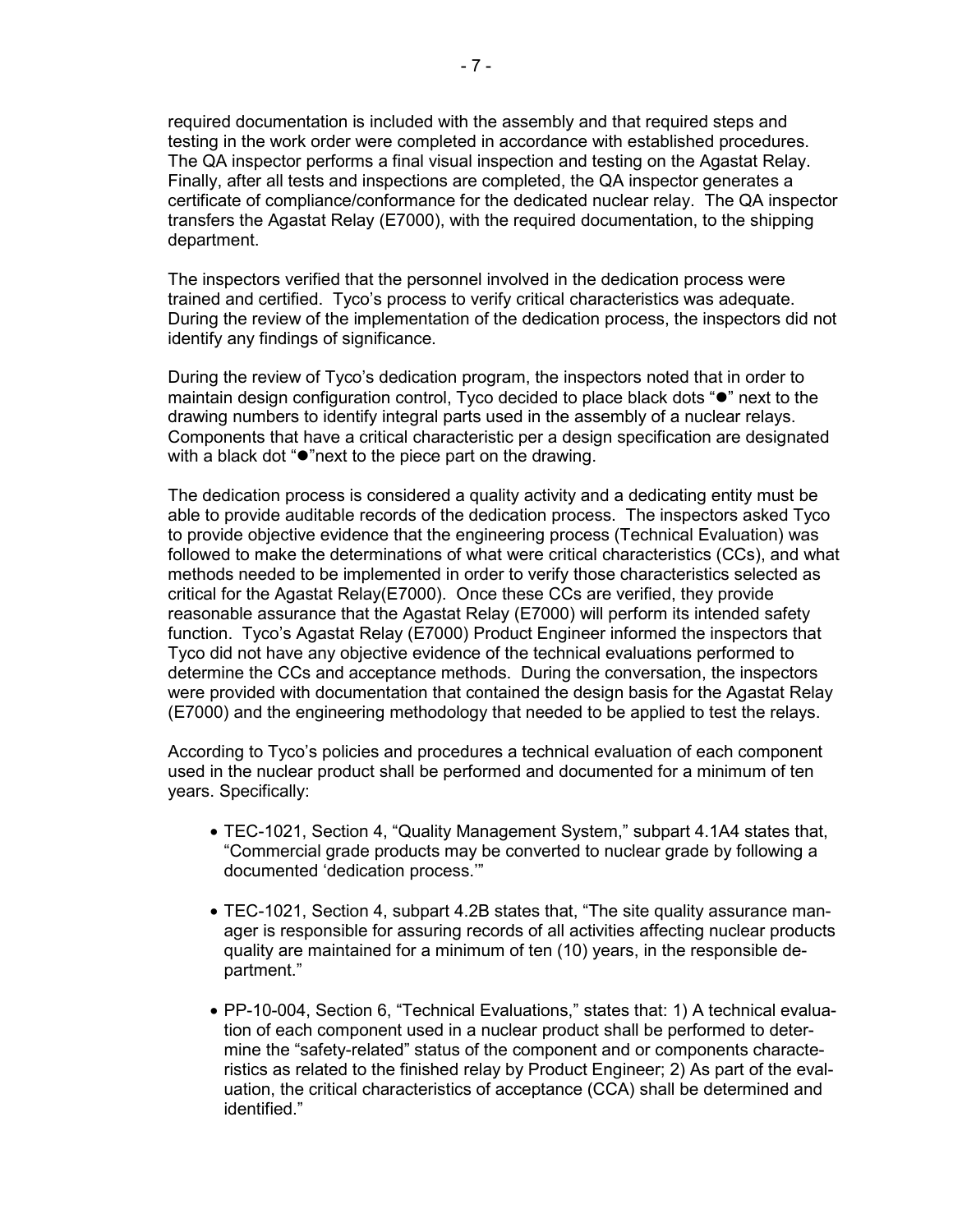required documentation is included with the assembly and that required steps and testing in the work order were completed in accordance with established procedures. The QA inspector performs a final visual inspection and testing on the Agastat Relay. Finally, after all tests and inspections are completed, the QA inspector generates a certificate of compliance/conformance for the dedicated nuclear relay. The QA inspector transfers the Agastat Relay (E7000), with the required documentation, to the shipping department.

The inspectors verified that the personnel involved in the dedication process were trained and certified. Tyco's process to verify critical characteristics was adequate. During the review of the implementation of the dedication process, the inspectors did not identify any findings of significance.

During the review of Tyco's dedication program, the inspectors noted that in order to maintain design configuration control, Tyco decided to place black dots "●" next to the drawing numbers to identify integral parts used in the assembly of a nuclear relays. Components that have a critical characteristic per a design specification are designated with a black dot "●"next to the piece part on the drawing.

The dedication process is considered a quality activity and a dedicating entity must be able to provide auditable records of the dedication process. The inspectors asked Tyco to provide objective evidence that the engineering process (Technical Evaluation) was followed to make the determinations of what were critical characteristics (CCs), and what methods needed to be implemented in order to verify those characteristics selected as critical for the Agastat Relay(E7000). Once these CCs are verified, they provide reasonable assurance that the Agastat Relay (E7000) will perform its intended safety function. Tyco's Agastat Relay (E7000) Product Engineer informed the inspectors that Tyco did not have any objective evidence of the technical evaluations performed to determine the CCs and acceptance methods. During the conversation, the inspectors were provided with documentation that contained the design basis for the Agastat Relay (E7000) and the engineering methodology that needed to be applied to test the relays.

According to Tyco's policies and procedures a technical evaluation of each component used in the nuclear product shall be performed and documented for a minimum of ten years. Specifically:

- TEC-1021, Section 4, "Quality Management System," subpart 4.1A4 states that, "Commercial grade products may be converted to nuclear grade by following a documented 'dedication process.'"
- TEC-1021, Section 4, subpart 4.2B states that, "The site quality assurance manager is responsible for assuring records of all activities affecting nuclear products quality are maintained for a minimum of ten (10) years, in the responsible department."
- PP-10-004, Section 6, "Technical Evaluations," states that: 1) A technical evaluation of each component used in a nuclear product shall be performed to determine the "safety-related" status of the component and or components characteristics as related to the finished relay by Product Engineer; 2) As part of the evaluation, the critical characteristics of acceptance (CCA) shall be determined and identified."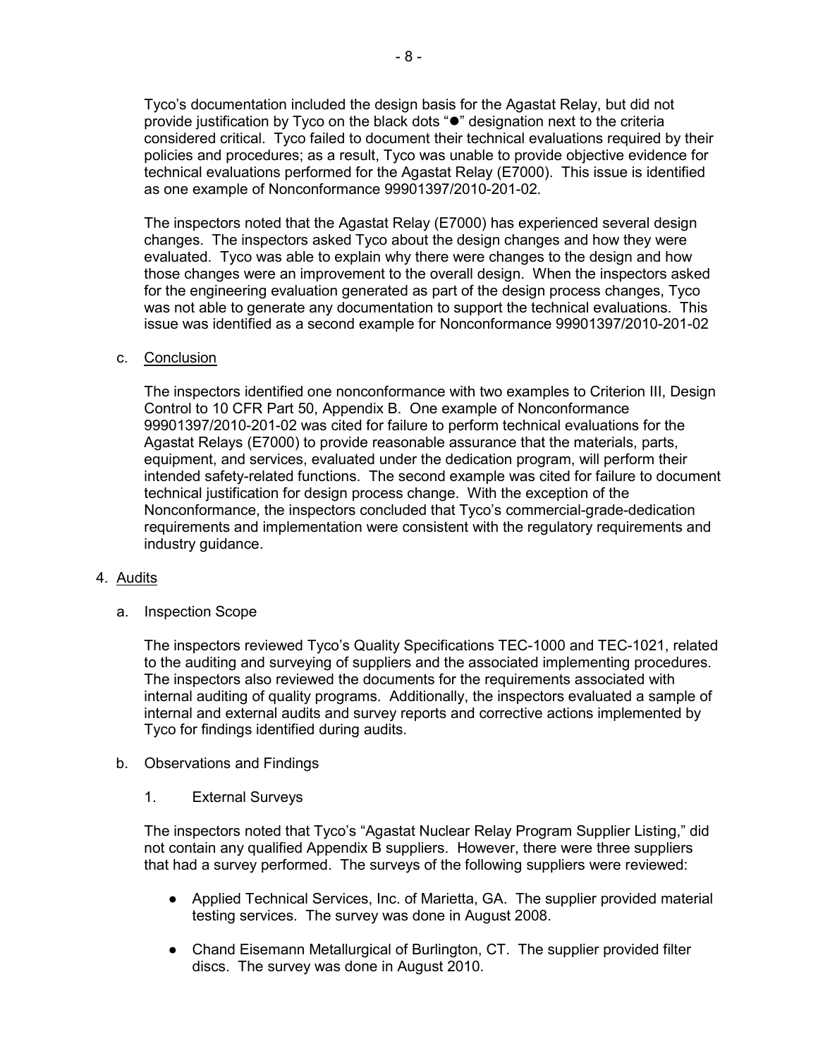Tyco's documentation included the design basis for the Agastat Relay, but did not provide justification by Tyco on the black dots "●" designation next to the criteria considered critical. Tyco failed to document their technical evaluations required by their policies and procedures; as a result, Tyco was unable to provide objective evidence for technical evaluations performed for the Agastat Relay (E7000). This issue is identified as one example of Nonconformance 99901397/2010-201-02.

The inspectors noted that the Agastat Relay (E7000) has experienced several design changes. The inspectors asked Tyco about the design changes and how they were evaluated. Tyco was able to explain why there were changes to the design and how those changes were an improvement to the overall design. When the inspectors asked for the engineering evaluation generated as part of the design process changes, Tyco was not able to generate any documentation to support the technical evaluations. This issue was identified as a second example for Nonconformance 99901397/2010-201-02

c. Conclusion

The inspectors identified one nonconformance with two examples to Criterion III, Design Control to 10 CFR Part 50, Appendix B. One example of Nonconformance 99901397/2010-201-02 was cited for failure to perform technical evaluations for the Agastat Relays (E7000) to provide reasonable assurance that the materials, parts, equipment, and services, evaluated under the dedication program, will perform their intended safety-related functions. The second example was cited for failure to document technical justification for design process change. With the exception of the Nonconformance, the inspectors concluded that Tyco's commercial-grade-dedication requirements and implementation were consistent with the regulatory requirements and industry guidance.

4. Audits

a. Inspection Scope

The inspectors reviewed Tyco's Quality Specifications TEC-1000 and TEC-1021, related to the auditing and surveying of suppliers and the associated implementing procedures. The inspectors also reviewed the documents for the requirements associated with internal auditing of quality programs. Additionally, the inspectors evaluated a sample of internal and external audits and survey reports and corrective actions implemented by Tyco for findings identified during audits.

b. Observations and Findings

1. External Surveys

The inspectors noted that Tyco's "Agastat Nuclear Relay Program Supplier Listing," did not contain any qualified Appendix B suppliers. However, there were three suppliers that had a survey performed. The surveys of the following suppliers were reviewed:

- Applied Technical Services, Inc. of Marietta, GA. The supplier provided material testing services. The survey was done in August 2008.
- Chand Eisemann Metallurgical of Burlington, CT. The supplier provided filter discs. The survey was done in August 2010.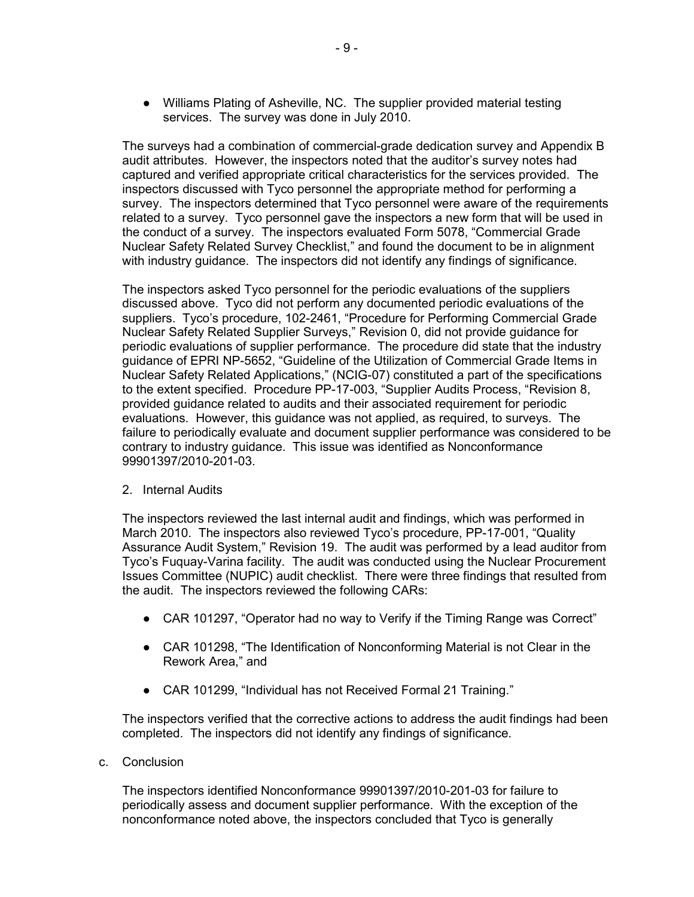- Williams Plating of Asheville, NC. The supplier provided material testing services. The survey was done in July 2010.

The surveys had a combination of commercial-grade dedication survey and Appendix B audit attributes. However, the inspectors noted that the auditor's survey notes had captured and verified appropriate critical characteristics for the services provided. The inspectors discussed with Tyco personnel the appropriate method for performing a survey. The inspectors determined that Tyco personnel were aware of the requirements related to a survey. Tyco personnel gave the inspectors a new form that will be used in the conduct of a survey. The inspectors evaluated Form 5078, "Commercial Grade Nuclear Safety Related Survey Checklist," and found the document to be in alignment with industry guidance. The inspectors did not identify any findings of significance.

The inspectors asked Tyco personnel for the periodic evaluations of the suppliers discussed above. Tyco did not perform any documented periodic evaluations of the suppliers. Tyco's procedure, 102-2461, "Procedure for Performing Commercial Grade Nuclear Safety Related Supplier Surveys," Revision 0, did not provide guidance for periodic evaluations of supplier performance. The procedure did state that the industry guidance of EPRI NP-5652, "Guideline of the Utilization of Commercial Grade Items in Nuclear Safety Related Applications," (NCIG-07) constituted a part of the specifications to the extent specified. Procedure PP-17-003, "Supplier Audits Process, "Revision 8, provided guidance related to audits and their associated requirement for periodic evaluations. However, this guidance was not applied, as required, to surveys. The failure to periodically evaluate and document supplier performance was considered to be contrary to industry guidance. This issue was identified as Nonconformance 99901397/2010-201-03.

2. Internal Audits

The inspectors reviewed the last internal audit and findings, which was performed in March 2010. The inspectors also reviewed Tyco's procedure, PP-17-001, "Quality Assurance Audit System," Revision 19. The audit was performed by a lead auditor from Tyco's Fuquay-Varina facility. The audit was conducted using the Nuclear Procurement Issues Committee (NUPIC) audit checklist. There were three findings that resulted from the audit. The inspectors reviewed the following CARs:

- CAR 101297, "Operator had no way to Verify if the Timing Range was Correct"
- CAR 101298, "The Identification of Nonconforming Material is not Clear in the Rework Area," and
- CAR 101299, "Individual has not Received Formal 21 Training."

The inspectors verified that the corrective actions to address the audit findings had been completed. The inspectors did not identify any findings of significance.

c. Conclusion

The inspectors identified Nonconformance 99901397/2010-201-03 for failure to periodically assess and document supplier performance. With the exception of the nonconformance noted above, the inspectors concluded that Tyco is generally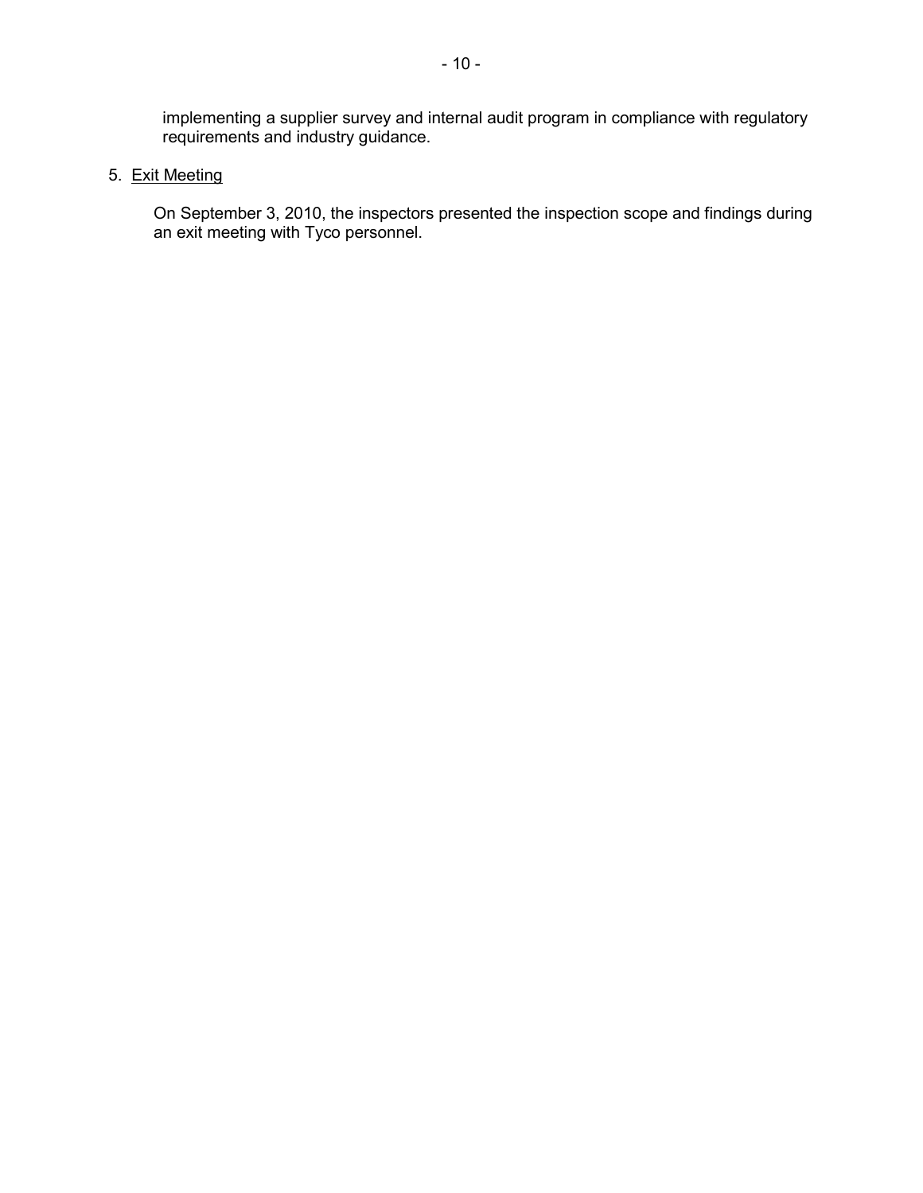implementing a supplier survey and internal audit program in compliance with regulatory requirements and industry guidance.

5. Exit Meeting

On September 3, 2010, the inspectors presented the inspection scope and findings during an exit meeting with Tyco personnel.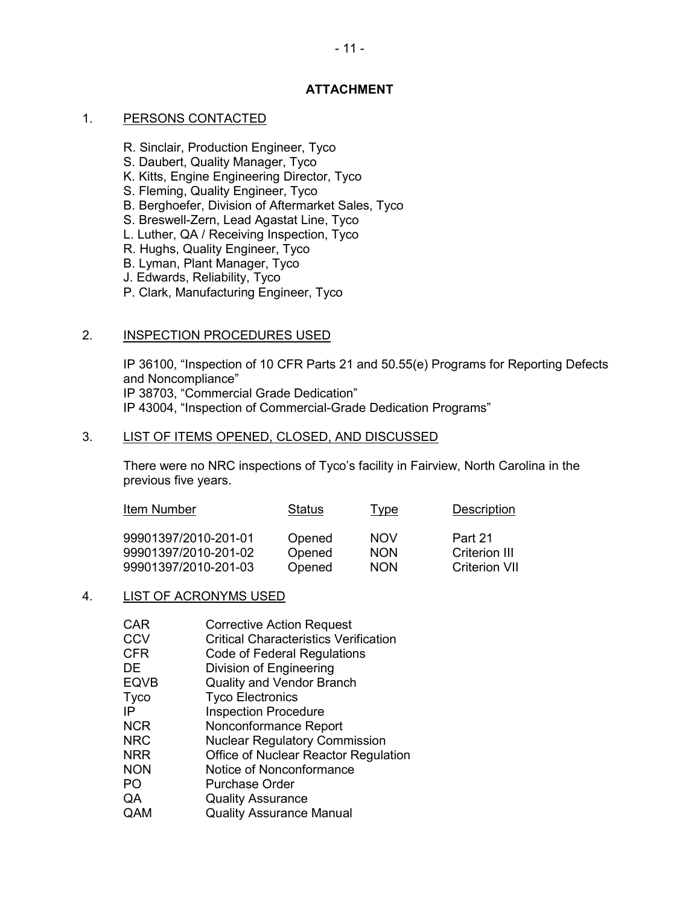# ATTACHMENT

## 1. PERSONS CONTACTED

R. Sinclair, Production Engineer, Tyco
S. Daubert, Quality Manager, Tyco
K. Kitts, Engine Engineering Director, Tyco
S. Fleming, Quality Engineer, Tyco
B. Berghoefer, Division of Aftermarket Sales, Tyco
S. Breswell-Zern, Lead Agastat Line, Tyco
L. Luther, QA / Receiving Inspection, Tyco
R. Hughs, Quality Engineer, Tyco
B. Lyman, Plant Manager, Tyco
J. Edwards, Reliability, Tyco
P. Clark, Manufacturing Engineer, Tyco

## 2. INSPECTION PROCEDURES USED

IP 36100, "Inspection of 10 CFR Parts 21 and 50.55(e) Programs for Reporting Defects and Noncompliance"
IP 38703, "Commercial Grade Dedication"
IP 43004, "Inspection of Commercial-Grade Dedication Programs"

## 3. LIST OF ITEMS OPENED, CLOSED, AND DISCUSSED

There were no NRC inspections of Tyco's facility in Fairview, North Carolina in the previous five years.

| Item Number | Status | Type | Description |
|---|---|---|---|
| 99901397/2010-201-01 | Opened | NOV | Part 21 |
| 99901397/2010-201-02 | Opened | NON | Criterion III |
| 99901397/2010-201-03 | Opened | NON | Criterion VII |

## 4. LIST OF ACRONYMS USED

| | |
|---|---|
| CAR | Corrective Action Request |
| CCV | Critical Characteristics Verification |
| CFR | Code of Federal Regulations |
| DE | Division of Engineering |
| EQVB | Quality and Vendor Branch |
| Tyco | Tyco Electronics |
| IP | Inspection Procedure |
| NCR | Nonconformance Report |
| NRC | Nuclear Regulatory Commission |
| NRR | Office of Nuclear Reactor Regulation |
| NON | Notice of Nonconformance |
| PO | Purchase Order |
| QA | Quality Assurance |
| QAM | Quality Assurance Manual |